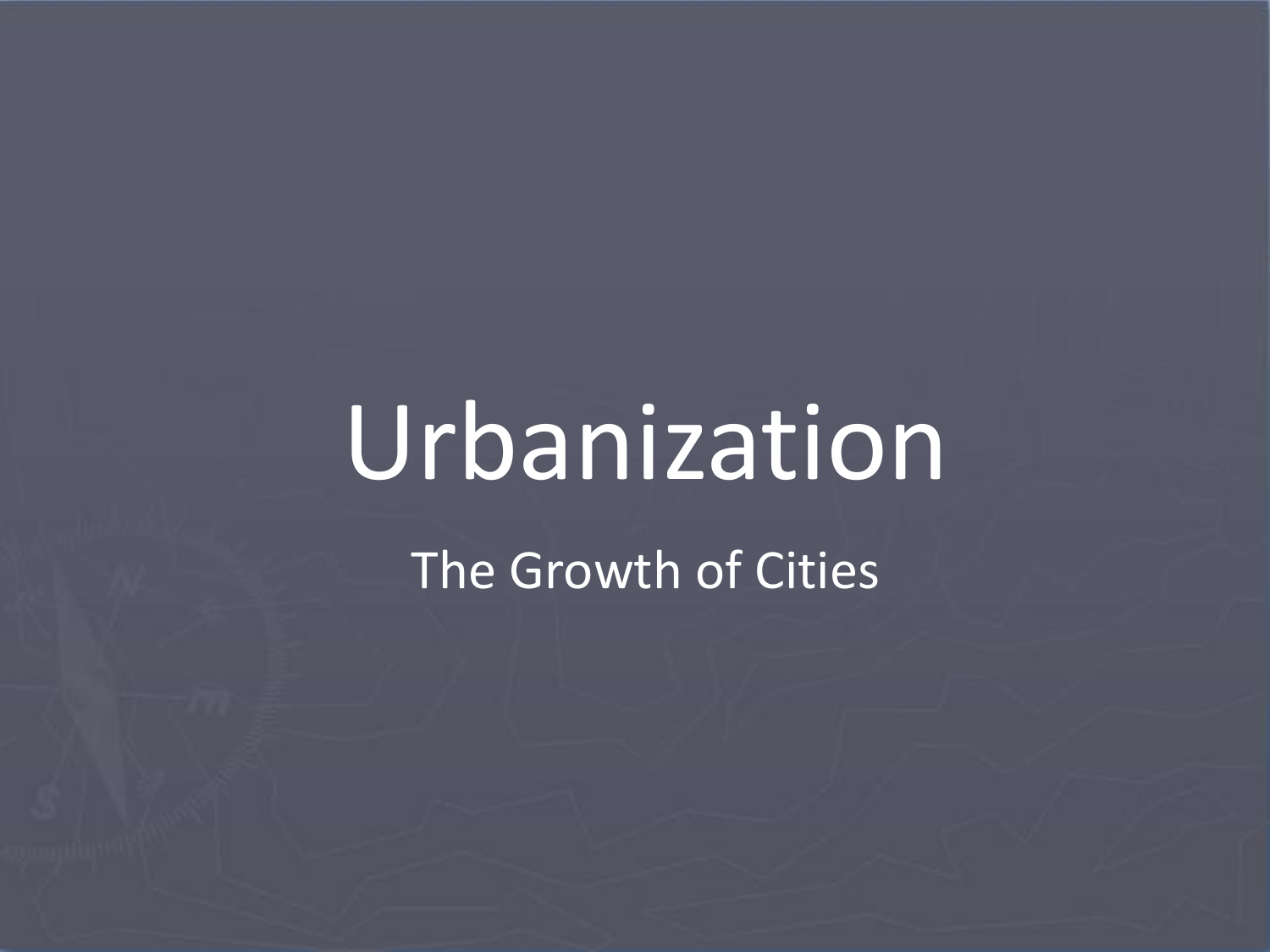# Urbanization

The Growth of Cities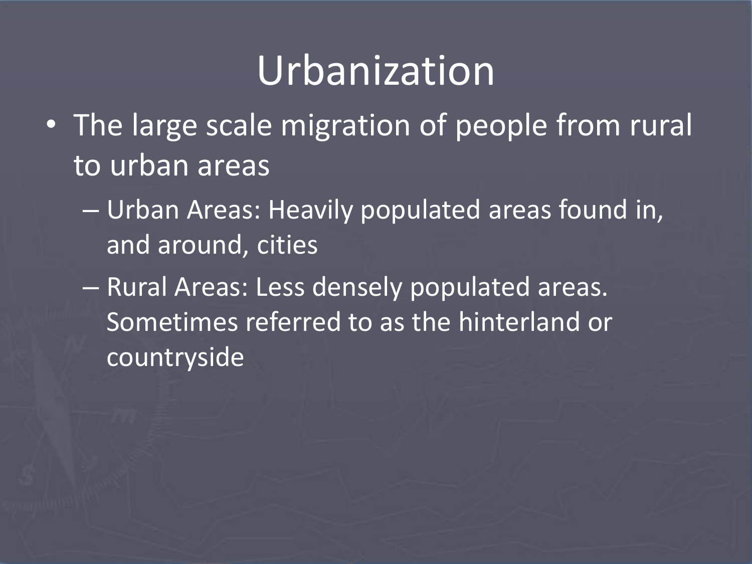# Urbanization

- The large scale migration of people from rural to urban areas
  - Urban Areas: Heavily populated areas found in, and around, cities
  - Rural Areas: Less densely populated areas. Sometimes referred to as the hinterland or countryside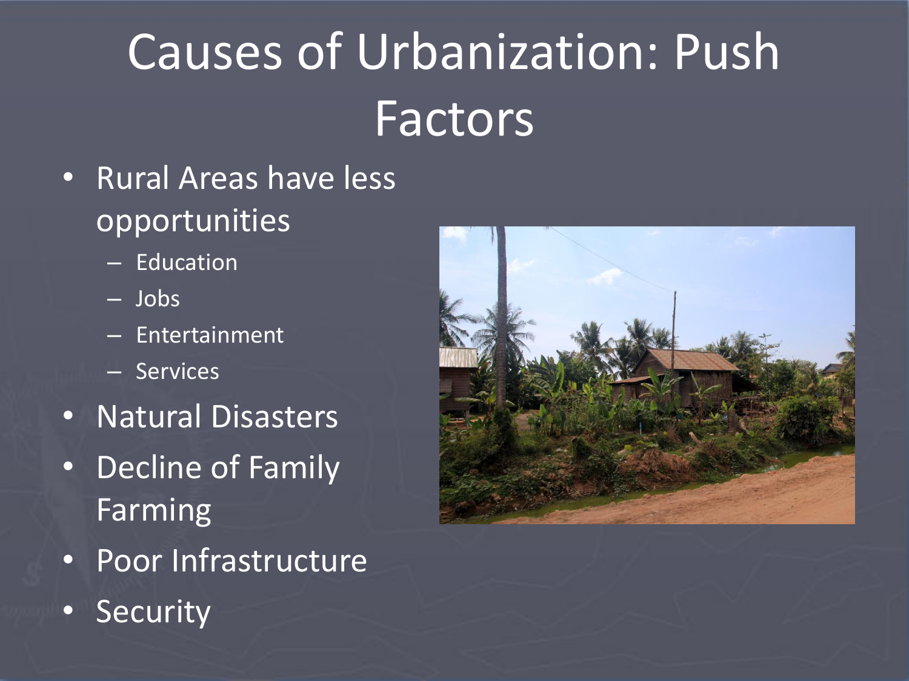# Causes of Urbanization: Push Factors

- Rural Areas have less opportunities
  - Education
  - Jobs
  - Entertainment
  - Services
- Natural Disasters
- Decline of Family Farming
- Poor Infrastructure
- Security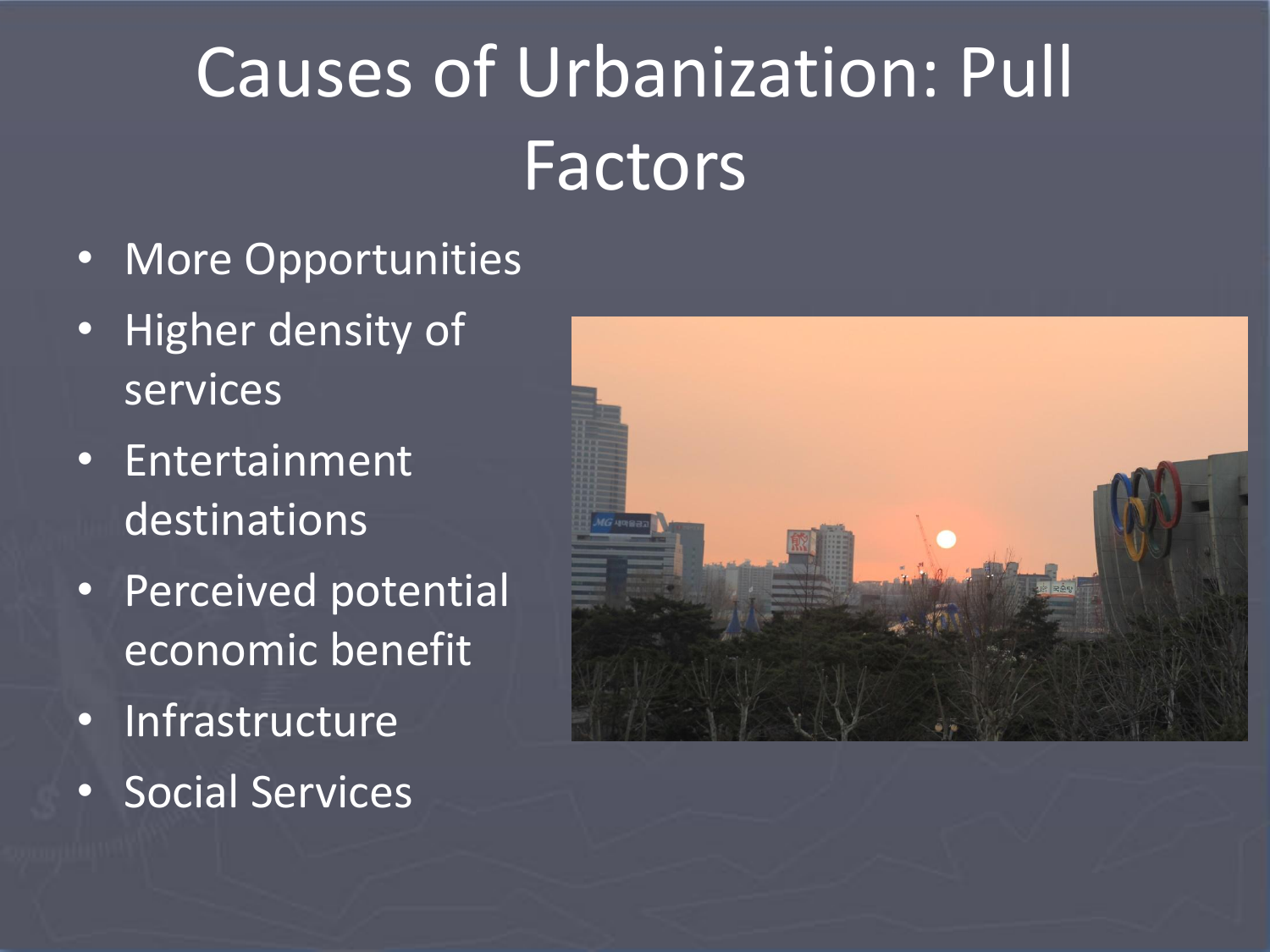# Causes of Urbanization: Pull Factors

- More Opportunities
- Higher density of services
- Entertainment destinations
- Perceived potential economic benefit
- Infrastructure
- Social Services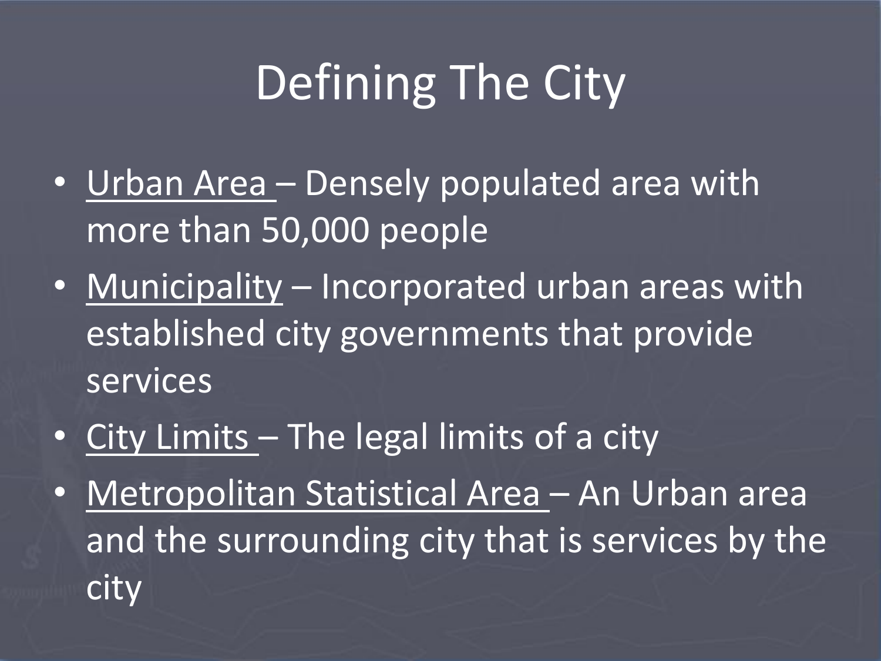# Defining The City

- Urban Area – Densely populated area with more than 50,000 people
- Municipality – Incorporated urban areas with established city governments that provide services
- City Limits – The legal limits of a city
- Metropolitan Statistical Area – An Urban area and the surrounding city that is services by the city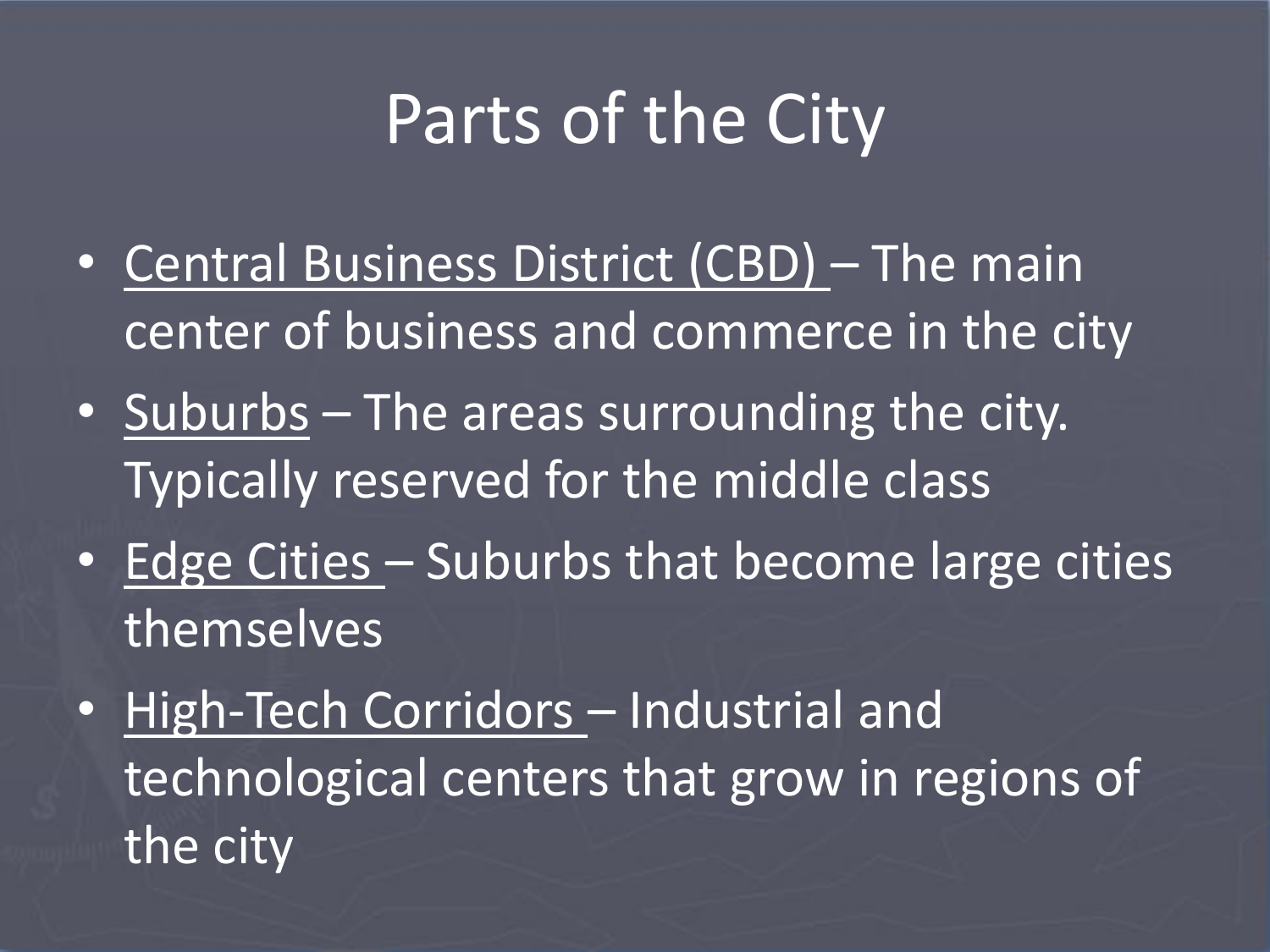# Parts of the City

- Central Business District (CBD) – The main center of business and commerce in the city
- Suburbs – The areas surrounding the city. Typically reserved for the middle class
- Edge Cities – Suburbs that become large cities themselves
- High-Tech Corridors – Industrial and technological centers that grow in regions of the city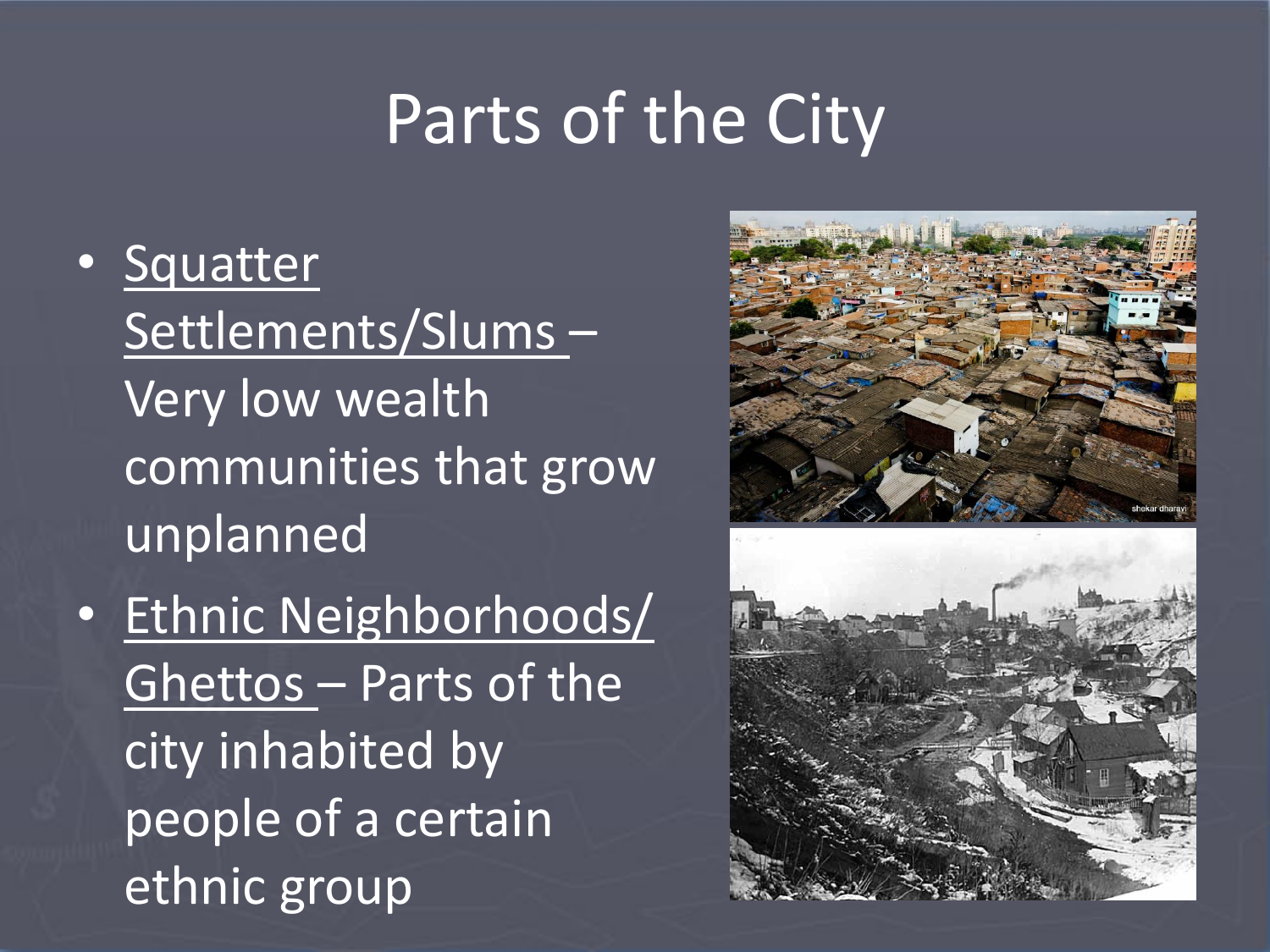# Parts of the City

- <u>Squatter Settlements/Slums</u> – Very low wealth communities that grow unplanned
- <u>Ethnic Neighborhoods/ Ghettos</u> – Parts of the city inhabited by people of a certain ethnic group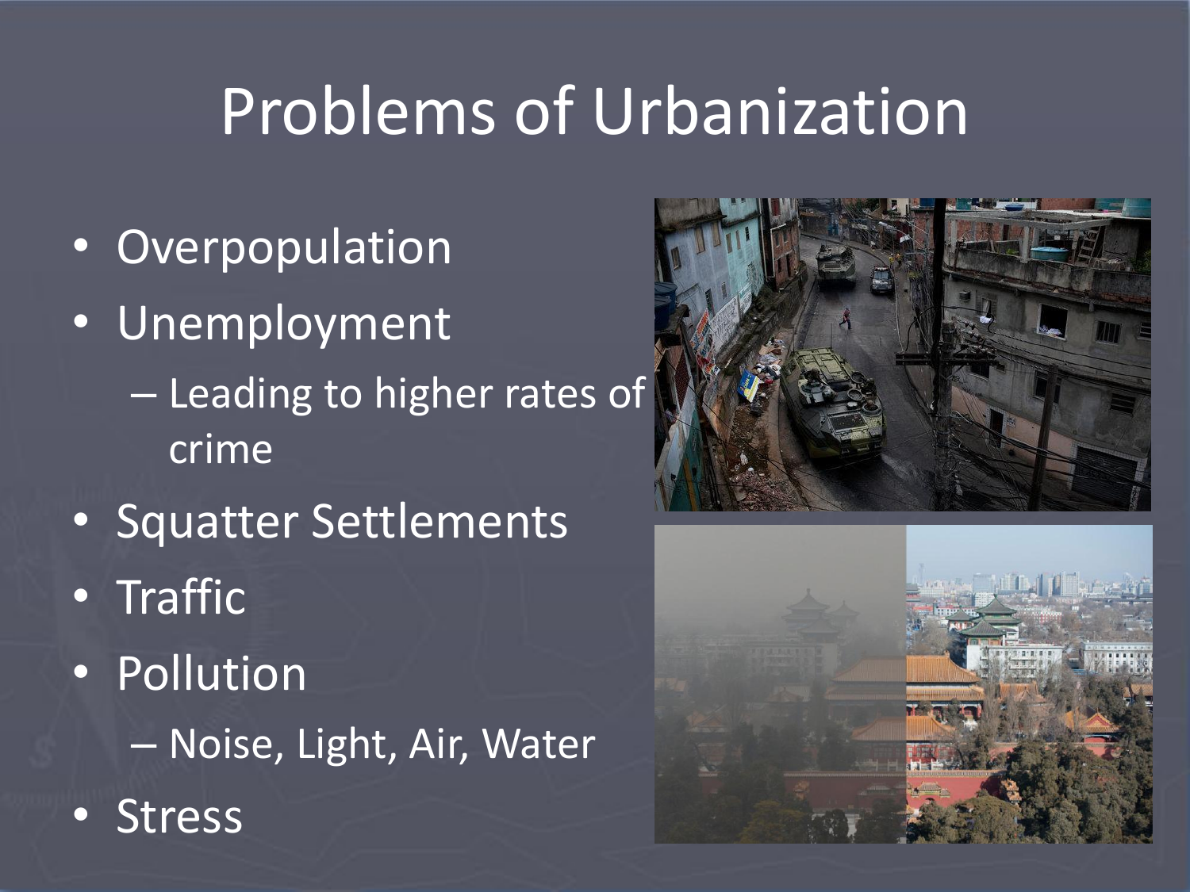# Problems of Urbanization

- Overpopulation
- Unemployment
  - Leading to higher rates of crime
- Squatter Settlements
- Traffic
- Pollution
  - Noise, Light, Air, Water
- Stress